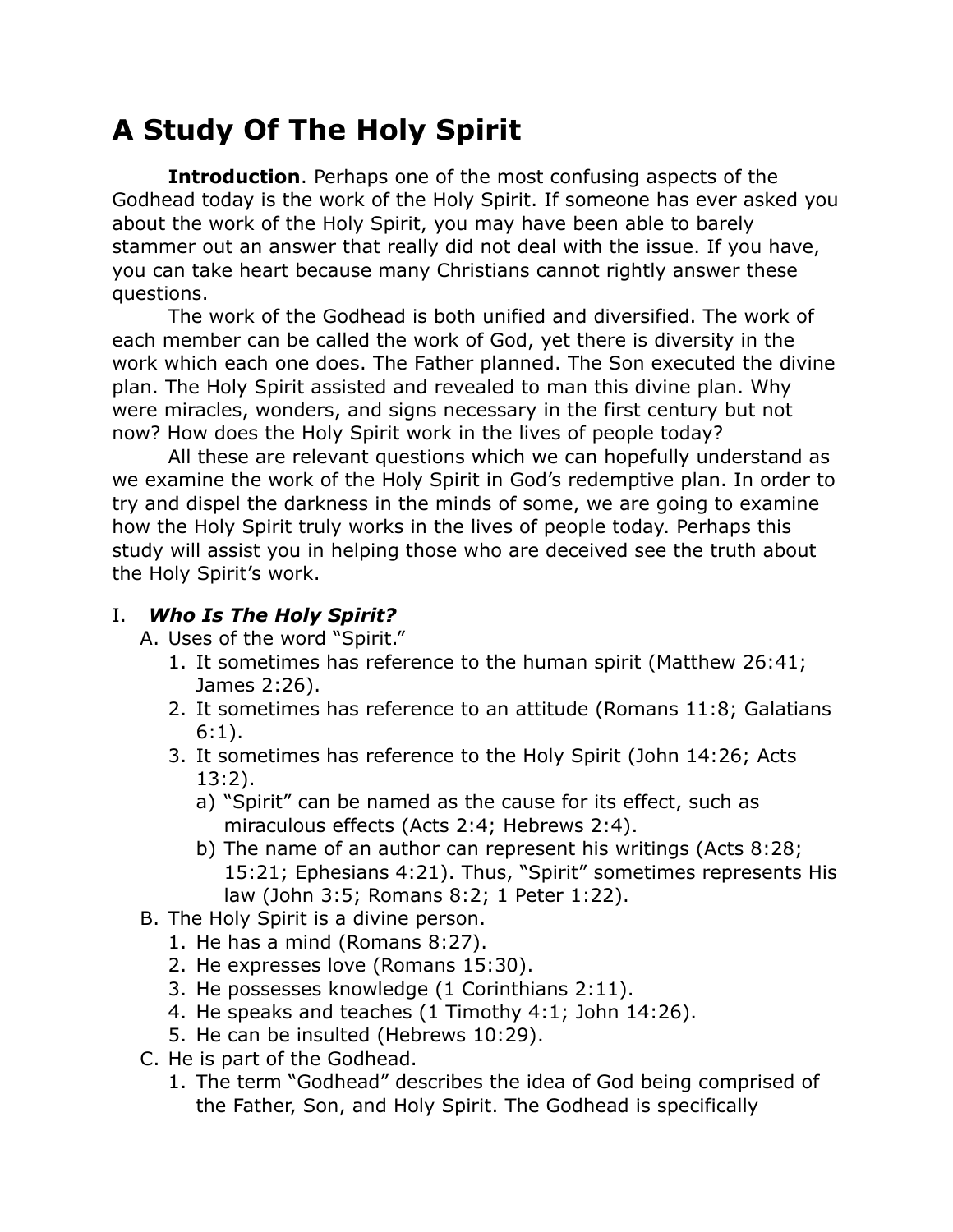# A Study Of The Holy Spirit

**Introduction**. Perhaps one of the most confusing aspects of the Godhead today is the work of the Holy Spirit. If someone has ever asked you about the work of the Holy Spirit, you may have been able to barely stammer out an answer that really did not deal with the issue. If you have, you can take heart because many Christians cannot rightly answer these questions.

The work of the Godhead is both unified and diversified. The work of each member can be called the work of God, yet there is diversity in the work which each one does. The Father planned. The Son executed the divine plan. The Holy Spirit assisted and revealed to man this divine plan. Why were miracles, wonders, and signs necessary in the first century but not now? How does the Holy Spirit work in the lives of people today?

All these are relevant questions which we can hopefully understand as we examine the work of the Holy Spirit in God's redemptive plan. In order to try and dispel the darkness in the minds of some, we are going to examine how the Holy Spirit truly works in the lives of people today. Perhaps this study will assist you in helping those who are deceived see the truth about the Holy Spirit's work.

## I. *Who Is The Holy Spirit?*

- A. Uses of the word "Spirit."
  1. It sometimes has reference to the human spirit (Matthew 26:41; James 2:26).
  2. It sometimes has reference to an attitude (Romans 11:8; Galatians 6:1).
  3. It sometimes has reference to the Holy Spirit (John 14:26; Acts 13:2).
     - a) "Spirit" can be named as the cause for its effect, such as miraculous effects (Acts 2:4; Hebrews 2:4).
     - b) The name of an author can represent his writings (Acts 8:28; 15:21; Ephesians 4:21). Thus, "Spirit" sometimes represents His law (John 3:5; Romans 8:2; 1 Peter 1:22).
- B. The Holy Spirit is a divine person.
  1. He has a mind (Romans 8:27).
  2. He expresses love (Romans 15:30).
  3. He possesses knowledge (1 Corinthians 2:11).
  4. He speaks and teaches (1 Timothy 4:1; John 14:26).
  5. He can be insulted (Hebrews 10:29).
- C. He is part of the Godhead.
  1. The term "Godhead" describes the idea of God being comprised of the Father, Son, and Holy Spirit. The Godhead is specifically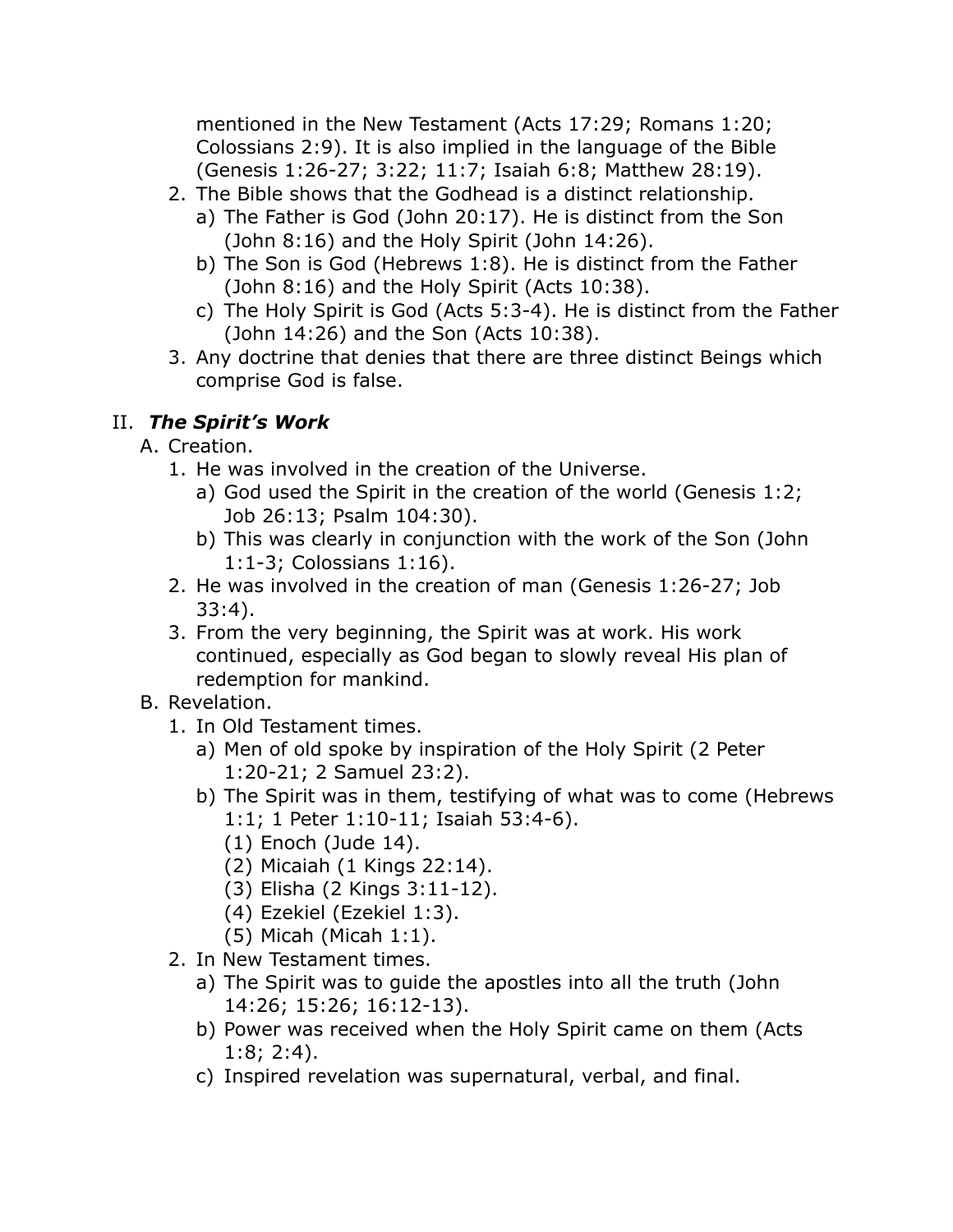mentioned in the New Testament (Acts 17:29; Romans 1:20; Colossians 2:9). It is also implied in the language of the Bible (Genesis 1:26-27; 3:22; 11:7; Isaiah 6:8; Matthew 28:19).

2. The Bible shows that the Godhead is a distinct relationship.
    a) The Father is God (John 20:17). He is distinct from the Son (John 8:16) and the Holy Spirit (John 14:26).
    b) The Son is God (Hebrews 1:8). He is distinct from the Father (John 8:16) and the Holy Spirit (Acts 10:38).
    c) The Holy Spirit is God (Acts 5:3-4). He is distinct from the Father (John 14:26) and the Son (Acts 10:38).
3. Any doctrine that denies that there are three distinct Beings which comprise God is false.

## II. *The Spirit's Work*

A. Creation.

1. He was involved in the creation of the Universe.
    a) God used the Spirit in the creation of the world (Genesis 1:2; Job 26:13; Psalm 104:30).
    b) This was clearly in conjunction with the work of the Son (John 1:1-3; Colossians 1:16).
2. He was involved in the creation of man (Genesis 1:26-27; Job 33:4).
3. From the very beginning, the Spirit was at work. His work continued, especially as God began to slowly reveal His plan of redemption for mankind.

B. Revelation.

1. In Old Testament times.
    a) Men of old spoke by inspiration of the Holy Spirit (2 Peter 1:20-21; 2 Samuel 23:2).
    b) The Spirit was in them, testifying of what was to come (Hebrews 1:1; 1 Peter 1:10-11; Isaiah 53:4-6).
        - (1) Enoch (Jude 14).
        - (2) Micaiah (1 Kings 22:14).
        - (3) Elisha (2 Kings 3:11-12).
        - (4) Ezekiel (Ezekiel 1:3).
        - (5) Micah (Micah 1:1).
2. In New Testament times.
    a) The Spirit was to guide the apostles into all the truth (John 14:26; 15:26; 16:12-13).
    b) Power was received when the Holy Spirit came on them (Acts 1:8; 2:4).
    c) Inspired revelation was supernatural, verbal, and final.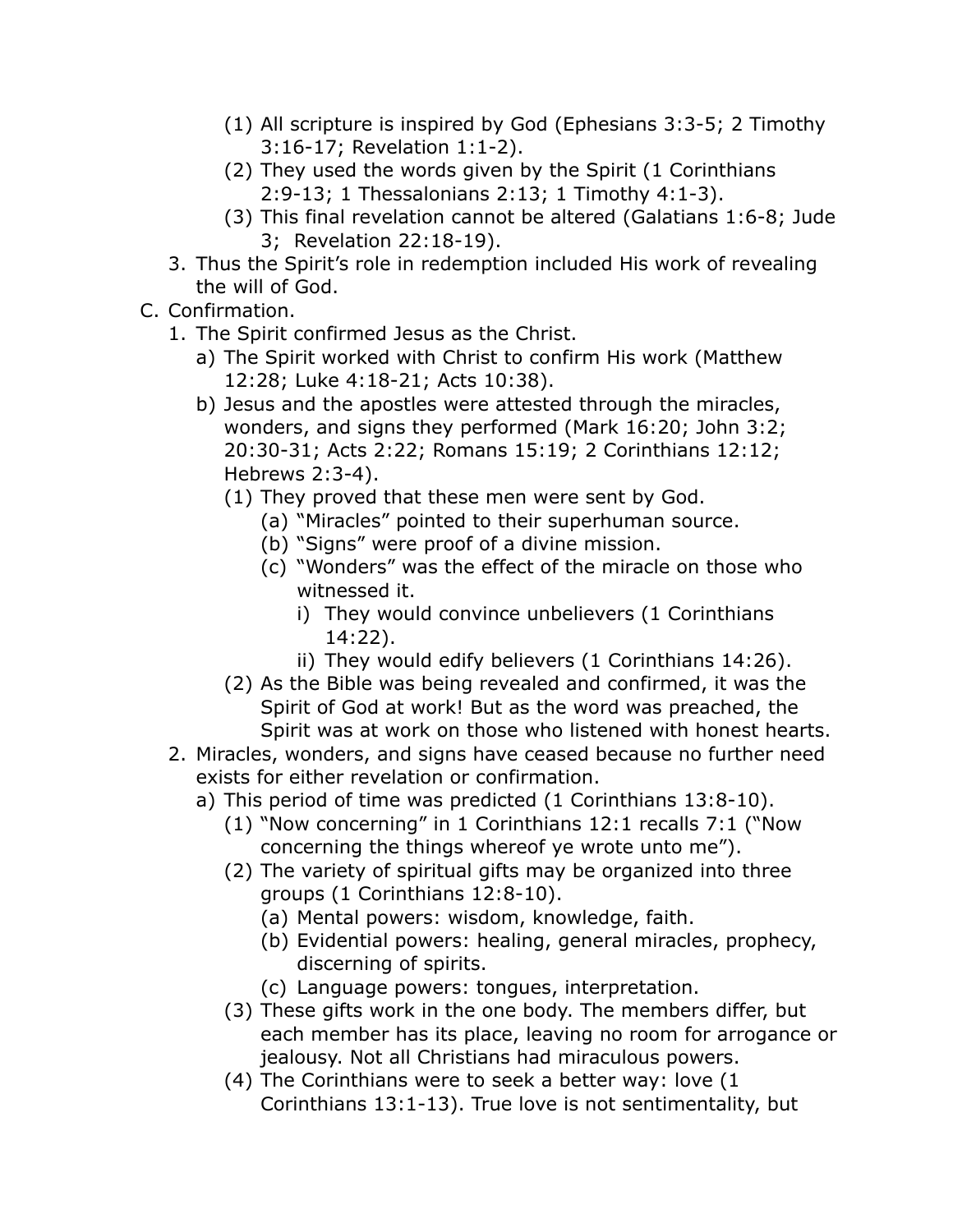- (1) All scripture is inspired by God (Ephesians 3:3-5; 2 Timothy 3:16-17; Revelation 1:1-2).
        - (2) They used the words given by the Spirit (1 Corinthians 2:9-13; 1 Thessalonians 2:13; 1 Timothy 4:1-3).
        - (3) This final revelation cannot be altered (Galatians 1:6-8; Jude 3; Revelation 22:18-19).
  3. Thus the Spirit's role in redemption included His work of revealing the will of God.

C. Confirmation.

1. The Spirit confirmed Jesus as the Christ.
   - a) The Spirit worked with Christ to confirm His work (Matthew 12:28; Luke 4:18-21; Acts 10:38).
   - b) Jesus and the apostles were attested through the miracles, wonders, and signs they performed (Mark 16:20; John 3:2; 20:30-31; Acts 2:22; Romans 15:19; 2 Corinthians 12:12; Hebrews 2:3-4).
     - (1) They proved that these men were sent by God.
       - (a) "Miracles" pointed to their superhuman source.
       - (b) "Signs" were proof of a divine mission.
       - (c) "Wonders" was the effect of the miracle on those who witnessed it.
         - i) They would convince unbelievers (1 Corinthians 14:22).
         - ii) They would edify believers (1 Corinthians 14:26).
     - (2) As the Bible was being revealed and confirmed, it was the Spirit of God at work! But as the word was preached, the Spirit was at work on those who listened with honest hearts.
2. Miracles, wonders, and signs have ceased because no further need exists for either revelation or confirmation.
   - a) This period of time was predicted (1 Corinthians 13:8-10).
     - (1) "Now concerning" in 1 Corinthians 12:1 recalls 7:1 ("Now concerning the things whereof ye wrote unto me").
     - (2) The variety of spiritual gifts may be organized into three groups (1 Corinthians 12:8-10).
       - (a) Mental powers: wisdom, knowledge, faith.
       - (b) Evidential powers: healing, general miracles, prophecy, discerning of spirits.
       - (c) Language powers: tongues, interpretation.
     - (3) These gifts work in the one body. The members differ, but each member has its place, leaving no room for arrogance or jealousy. Not all Christians had miraculous powers.
     - (4) The Corinthians were to seek a better way: love (1 Corinthians 13:1-13). True love is not sentimentality, but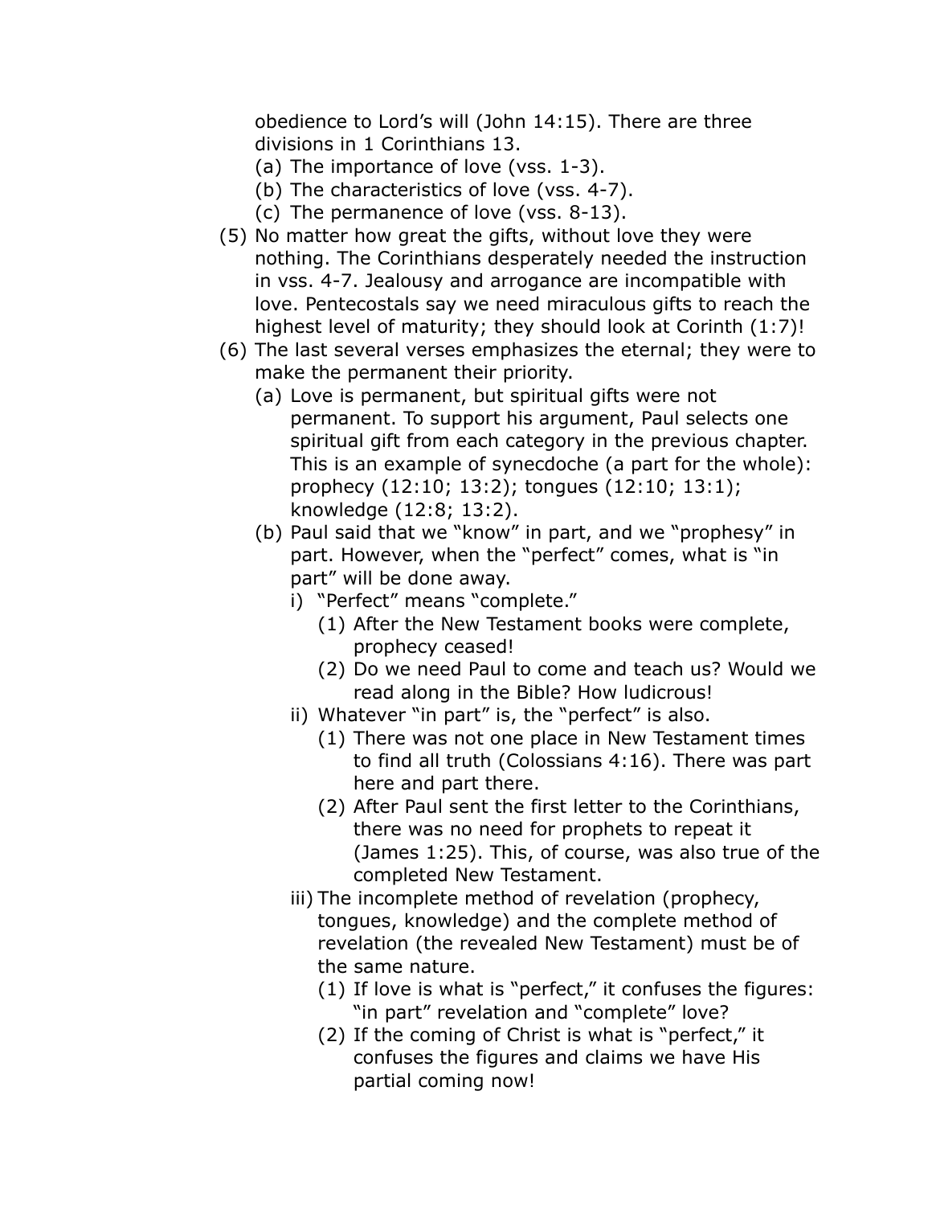obedience to Lord's will (John 14:15). There are three divisions in 1 Corinthians 13.

  (a) The importance of love (vss. 1-3).
  (b) The characteristics of love (vss. 4-7).
  (c) The permanence of love (vss. 8-13).

(5) No matter how great the gifts, without love they were nothing. The Corinthians desperately needed the instruction in vss. 4-7. Jealousy and arrogance are incompatible with love. Pentecostals say we need miraculous gifts to reach the highest level of maturity; they should look at Corinth (1:7)!

(6) The last several verses emphasizes the eternal; they were to make the permanent their priority.

  (a) Love is permanent, but spiritual gifts were not permanent. To support his argument, Paul selects one spiritual gift from each category in the previous chapter. This is an example of synecdoche (a part for the whole): prophecy (12:10; 13:2); tongues (12:10; 13:1); knowledge (12:8; 13:2).

  (b) Paul said that we "know" in part, and we "prophesy" in part. However, when the "perfect" comes, what is "in part" will be done away.

    i) "Perfect" means "complete."

      (1) After the New Testament books were complete, prophecy ceased!
      (2) Do we need Paul to come and teach us? Would we read along in the Bible? How ludicrous!

    ii) Whatever "in part" is, the "perfect" is also.

      (1) There was not one place in New Testament times to find all truth (Colossians 4:16). There was part here and part there.
      (2) After Paul sent the first letter to the Corinthians, there was no need for prophets to repeat it (James 1:25). This, of course, was also true of the completed New Testament.

    iii) The incomplete method of revelation (prophecy, tongues, knowledge) and the complete method of revelation (the revealed New Testament) must be of the same nature.

      (1) If love is what is "perfect," it confuses the figures: "in part" revelation and "complete" love?
      (2) If the coming of Christ is what is "perfect," it confuses the figures and claims we have His partial coming now!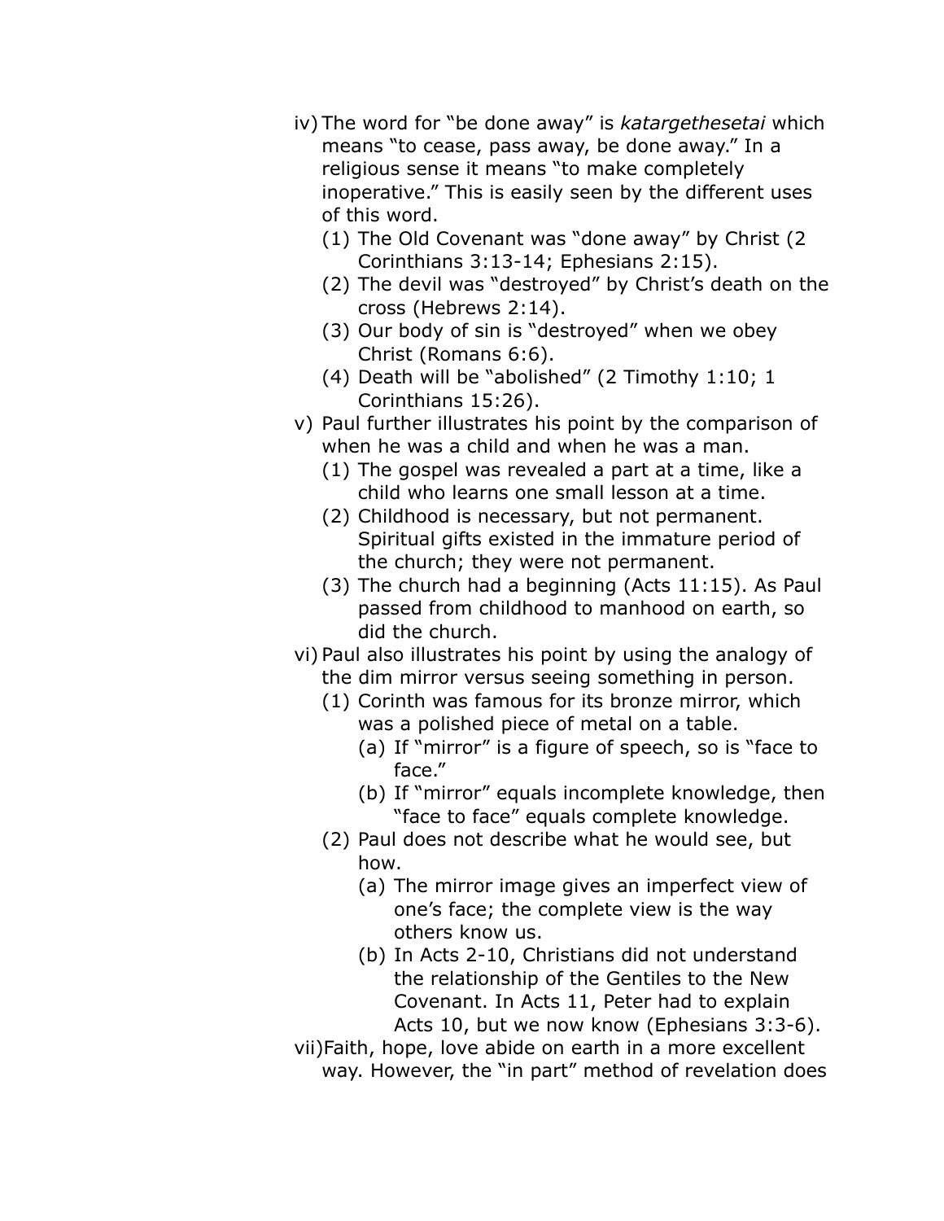iv) The word for "be done away" is *katargethesetai* which means "to cease, pass away, be done away." In a religious sense it means "to make completely inoperative." This is easily seen by the different uses of this word.
   (1) The Old Covenant was "done away" by Christ (2 Corinthians 3:13-14; Ephesians 2:15).
   (2) The devil was "destroyed" by Christ's death on the cross (Hebrews 2:14).
   (3) Our body of sin is "destroyed" when we obey Christ (Romans 6:6).
   (4) Death will be "abolished" (2 Timothy 1:10; 1 Corinthians 15:26).

v) Paul further illustrates his point by the comparison of when he was a child and when he was a man.
   (1) The gospel was revealed a part at a time, like a child who learns one small lesson at a time.
   (2) Childhood is necessary, but not permanent. Spiritual gifts existed in the immature period of the church; they were not permanent.
   (3) The church had a beginning (Acts 11:15). As Paul passed from childhood to manhood on earth, so did the church.

vi) Paul also illustrates his point by using the analogy of the dim mirror versus seeing something in person.
   (1) Corinth was famous for its bronze mirror, which was a polished piece of metal on a table.
      (a) If "mirror" is a figure of speech, so is "face to face."
      (b) If "mirror" equals incomplete knowledge, then "face to face" equals complete knowledge.
   (2) Paul does not describe what he would see, but how.
      (a) The mirror image gives an imperfect view of one's face; the complete view is the way others know us.
      (b) In Acts 2-10, Christians did not understand the relationship of the Gentiles to the New Covenant. In Acts 11, Peter had to explain Acts 10, but we now know (Ephesians 3:3-6).

vii) Faith, hope, love abide on earth in a more excellent way. However, the "in part" method of revelation does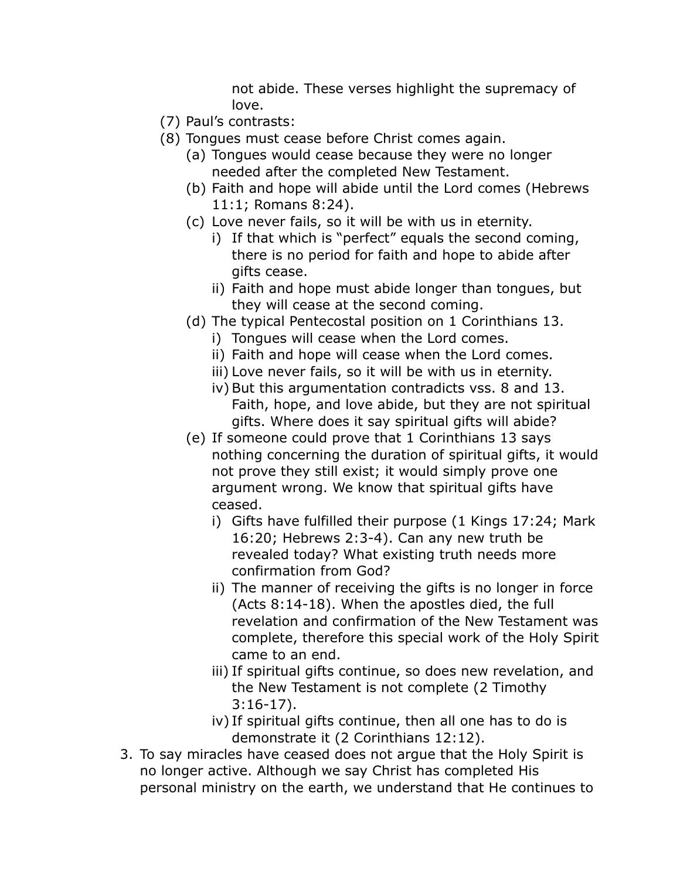not abide. These verses highlight the supremacy of love.

- (7) Paul's contrasts:
- (8) Tongues must cease before Christ comes again.
  - (a) Tongues would cease because they were no longer needed after the completed New Testament.
  - (b) Faith and hope will abide until the Lord comes (Hebrews 11:1; Romans 8:24).
  - (c) Love never fails, so it will be with us in eternity.
    - i) If that which is "perfect" equals the second coming, there is no period for faith and hope to abide after gifts cease.
    - ii) Faith and hope must abide longer than tongues, but they will cease at the second coming.
  - (d) The typical Pentecostal position on 1 Corinthians 13.
    - i) Tongues will cease when the Lord comes.
    - ii) Faith and hope will cease when the Lord comes.
    - iii) Love never fails, so it will be with us in eternity.
    - iv) But this argumentation contradicts vss. 8 and 13. Faith, hope, and love abide, but they are not spiritual gifts. Where does it say spiritual gifts will abide?
  - (e) If someone could prove that 1 Corinthians 13 says nothing concerning the duration of spiritual gifts, it would not prove they still exist; it would simply prove one argument wrong. We know that spiritual gifts have ceased.
    - i) Gifts have fulfilled their purpose (1 Kings 17:24; Mark 16:20; Hebrews 2:3-4). Can any new truth be revealed today? What existing truth needs more confirmation from God?
    - ii) The manner of receiving the gifts is no longer in force (Acts 8:14-18). When the apostles died, the full revelation and confirmation of the New Testament was complete, therefore this special work of the Holy Spirit came to an end.
    - iii) If spiritual gifts continue, so does new revelation, and the New Testament is not complete (2 Timothy 3:16-17).
    - iv) If spiritual gifts continue, then all one has to do is demonstrate it (2 Corinthians 12:12).

3. To say miracles have ceased does not argue that the Holy Spirit is no longer active. Although we say Christ has completed His personal ministry on the earth, we understand that He continues to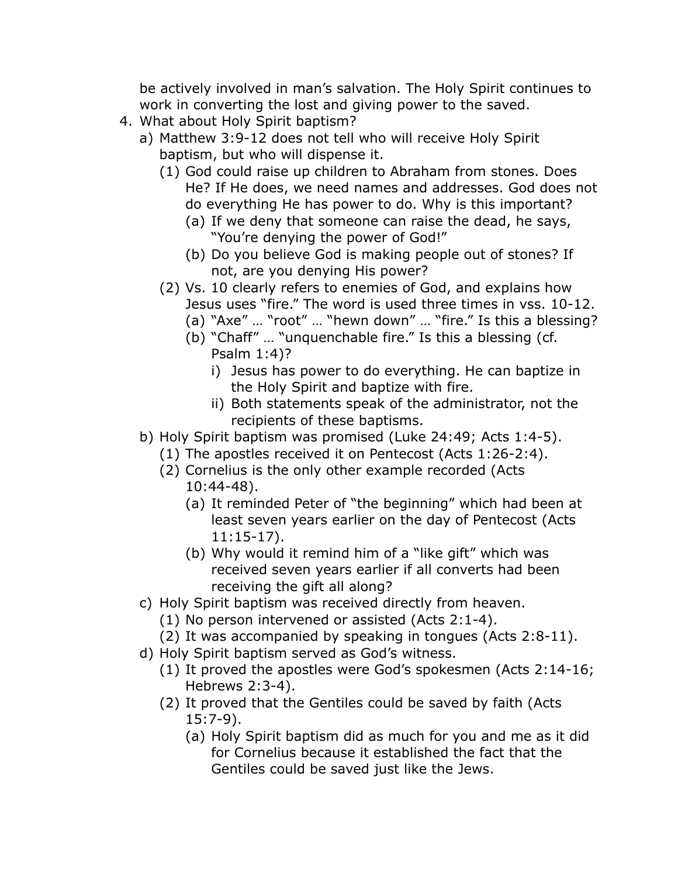be actively involved in man's salvation. The Holy Spirit continues to work in converting the lost and giving power to the saved.

4. What about Holy Spirit baptism?
   a) Matthew 3:9-12 does not tell who will receive Holy Spirit baptism, but who will dispense it.
      (1) God could raise up children to Abraham from stones. Does He? If He does, we need names and addresses. God does not do everything He has power to do. Why is this important?
         (a) If we deny that someone can raise the dead, he says, "You're denying the power of God!"
         (b) Do you believe God is making people out of stones? If not, are you denying His power?
      (2) Vs. 10 clearly refers to enemies of God, and explains how Jesus uses "fire." The word is used three times in vss. 10-12.
         (a) "Axe" … "root" … "hewn down" … "fire." Is this a blessing?
         (b) "Chaff" … "unquenchable fire." Is this a blessing (cf. Psalm 1:4)?
            i) Jesus has power to do everything. He can baptize in the Holy Spirit and baptize with fire.
            ii) Both statements speak of the administrator, not the recipients of these baptisms.
   b) Holy Spirit baptism was promised (Luke 24:49; Acts 1:4-5).
      (1) The apostles received it on Pentecost (Acts 1:26-2:4).
      (2) Cornelius is the only other example recorded (Acts 10:44-48).
         (a) It reminded Peter of "the beginning" which had been at least seven years earlier on the day of Pentecost (Acts 11:15-17).
         (b) Why would it remind him of a "like gift" which was received seven years earlier if all converts had been receiving the gift all along?
   c) Holy Spirit baptism was received directly from heaven.
      (1) No person intervened or assisted (Acts 2:1-4).
      (2) It was accompanied by speaking in tongues (Acts 2:8-11).
   d) Holy Spirit baptism served as God's witness.
      (1) It proved the apostles were God's spokesmen (Acts 2:14-16; Hebrews 2:3-4).
      (2) It proved that the Gentiles could be saved by faith (Acts 15:7-9).
         (a) Holy Spirit baptism did as much for you and me as it did for Cornelius because it established the fact that the Gentiles could be saved just like the Jews.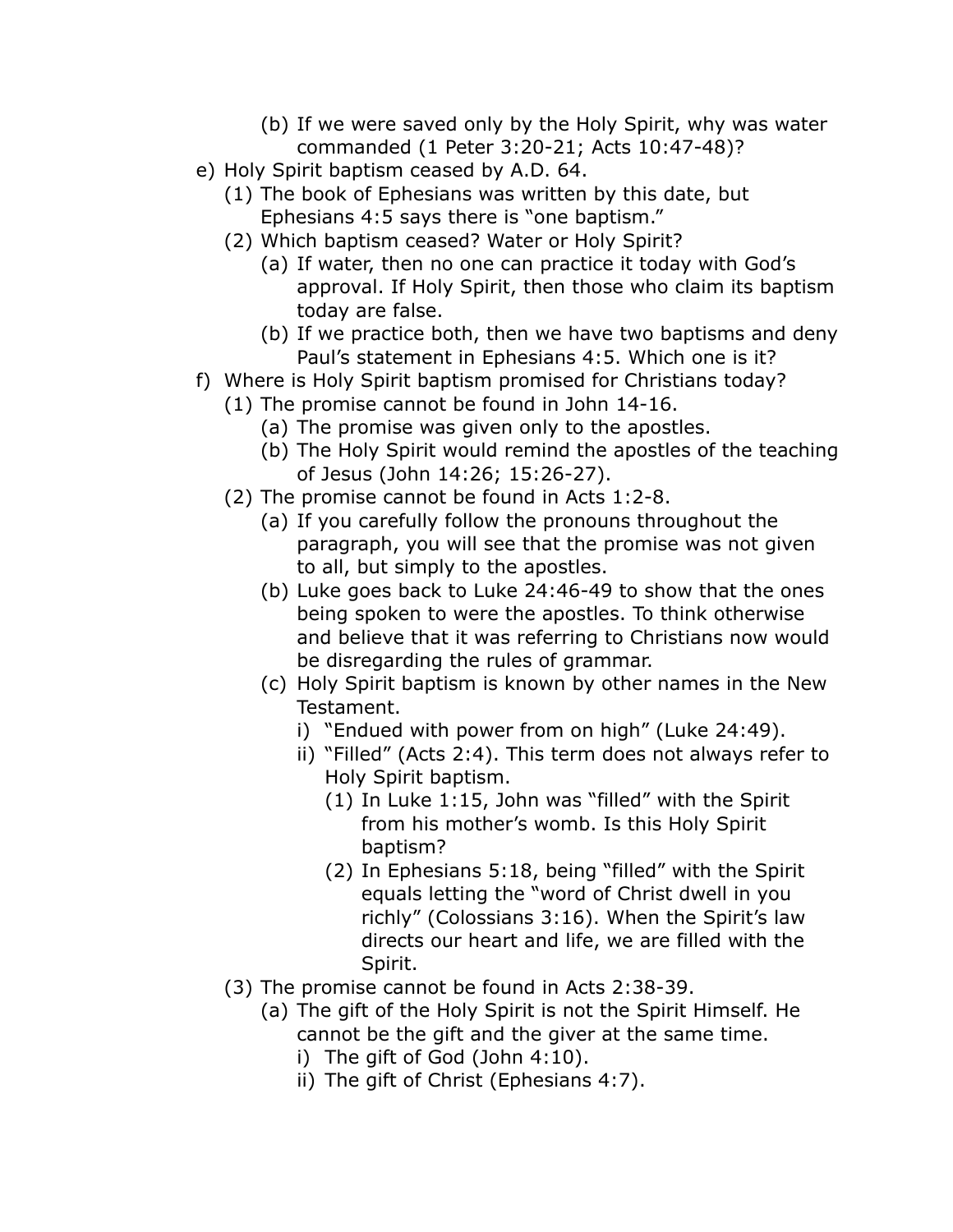- (b) If we were saved only by the Holy Spirit, why was water commanded (1 Peter 3:20-21; Acts 10:47-48)?

- e) Holy Spirit baptism ceased by A.D. 64.
  - (1) The book of Ephesians was written by this date, but Ephesians 4:5 says there is "one baptism."
  - (2) Which baptism ceased? Water or Holy Spirit?
    - (a) If water, then no one can practice it today with God's approval. If Holy Spirit, then those who claim its baptism today are false.
    - (b) If we practice both, then we have two baptisms and deny Paul's statement in Ephesians 4:5. Which one is it?
- f) Where is Holy Spirit baptism promised for Christians today?
  - (1) The promise cannot be found in John 14-16.
    - (a) The promise was given only to the apostles.
    - (b) The Holy Spirit would remind the apostles of the teaching of Jesus (John 14:26; 15:26-27).
  - (2) The promise cannot be found in Acts 1:2-8.
    - (a) If you carefully follow the pronouns throughout the paragraph, you will see that the promise was not given to all, but simply to the apostles.
    - (b) Luke goes back to Luke 24:46-49 to show that the ones being spoken to were the apostles. To think otherwise and believe that it was referring to Christians now would be disregarding the rules of grammar.
    - (c) Holy Spirit baptism is known by other names in the New Testament.
      - i) "Endued with power from on high" (Luke 24:49).
      - ii) "Filled" (Acts 2:4). This term does not always refer to Holy Spirit baptism.
        - (1) In Luke 1:15, John was "filled" with the Spirit from his mother's womb. Is this Holy Spirit baptism?
        - (2) In Ephesians 5:18, being "filled" with the Spirit equals letting the "word of Christ dwell in you richly" (Colossians 3:16). When the Spirit's law directs our heart and life, we are filled with the Spirit.
  - (3) The promise cannot be found in Acts 2:38-39.
    - (a) The gift of the Holy Spirit is not the Spirit Himself. He cannot be the gift and the giver at the same time.
      - i) The gift of God (John 4:10).
      - ii) The gift of Christ (Ephesians 4:7).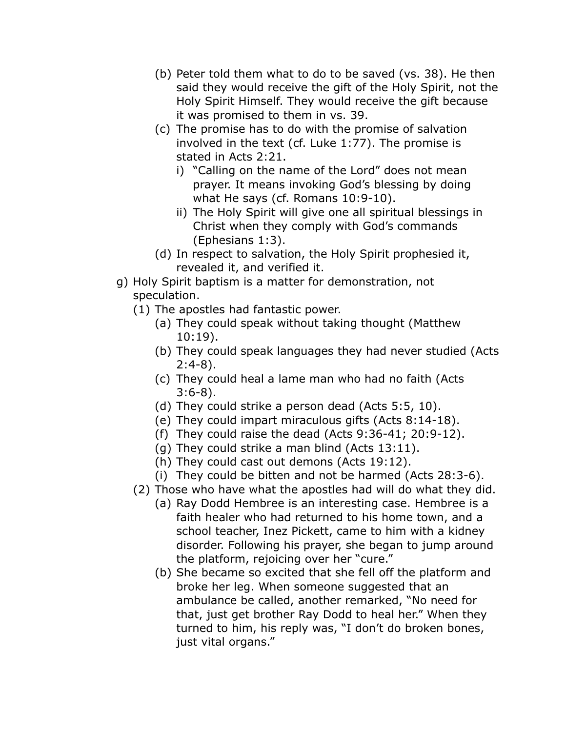- (b) Peter told them what to do to be saved (vs. 38). He then said they would receive the gift of the Holy Spirit, not the Holy Spirit Himself. They would receive the gift because it was promised to them in vs. 39.
- (c) The promise has to do with the promise of salvation involved in the text (cf. Luke 1:77). The promise is stated in Acts 2:21.
  - i) "Calling on the name of the Lord" does not mean prayer. It means invoking God's blessing by doing what He says (cf. Romans 10:9-10).
  - ii) The Holy Spirit will give one all spiritual blessings in Christ when they comply with God's commands (Ephesians 1:3).
- (d) In respect to salvation, the Holy Spirit prophesied it, revealed it, and verified it.

g) Holy Spirit baptism is a matter for demonstration, not speculation.

- (1) The apostles had fantastic power.
  - (a) They could speak without taking thought (Matthew 10:19).
  - (b) They could speak languages they had never studied (Acts 2:4-8).
  - (c) They could heal a lame man who had no faith (Acts 3:6-8).
  - (d) They could strike a person dead (Acts 5:5, 10).
  - (e) They could impart miraculous gifts (Acts 8:14-18).
  - (f) They could raise the dead (Acts 9:36-41; 20:9-12).
  - (g) They could strike a man blind (Acts 13:11).
  - (h) They could cast out demons (Acts 19:12).
  - (i) They could be bitten and not be harmed (Acts 28:3-6).
- (2) Those who have what the apostles had will do what they did.
  - (a) Ray Dodd Hembree is an interesting case. Hembree is a faith healer who had returned to his home town, and a school teacher, Inez Pickett, came to him with a kidney disorder. Following his prayer, she began to jump around the platform, rejoicing over her "cure."
  - (b) She became so excited that she fell off the platform and broke her leg. When someone suggested that an ambulance be called, another remarked, "No need for that, just get brother Ray Dodd to heal her." When they turned to him, his reply was, "I don't do broken bones, just vital organs."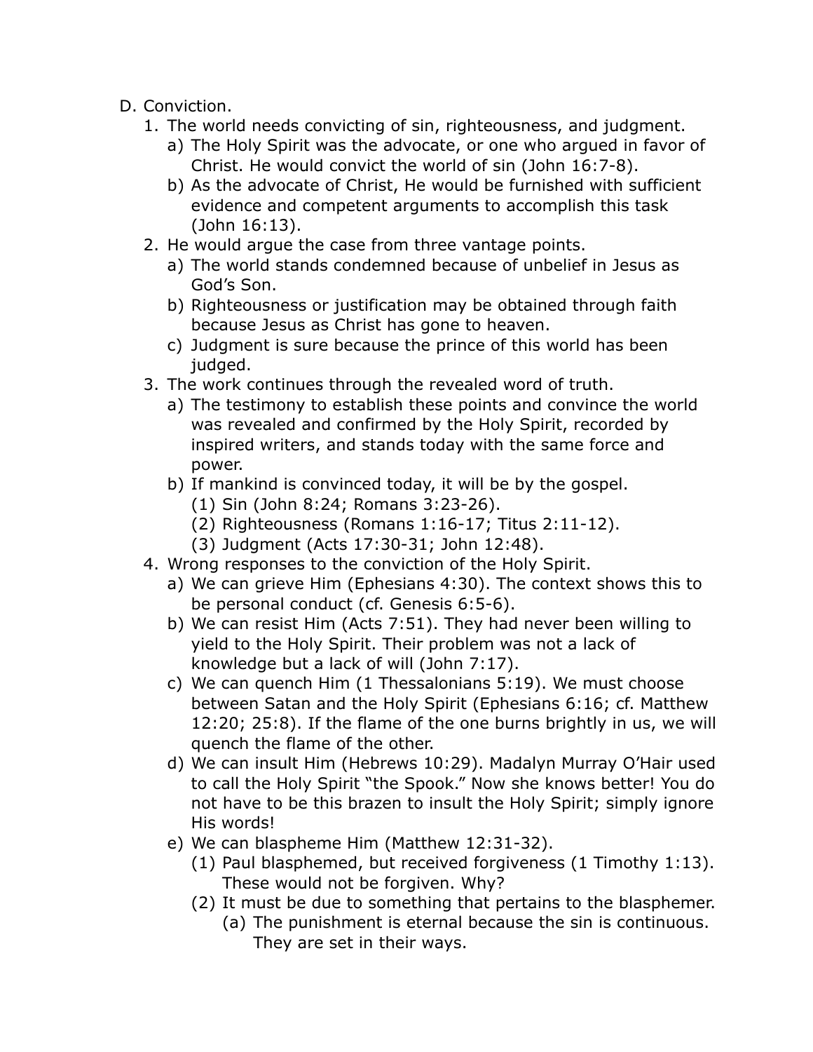D. Conviction.

1. The world needs convicting of sin, righteousness, and judgment.
   a) The Holy Spirit was the advocate, or one who argued in favor of Christ. He would convict the world of sin (John 16:7-8).
   b) As the advocate of Christ, He would be furnished with sufficient evidence and competent arguments to accomplish this task (John 16:13).
2. He would argue the case from three vantage points.
   a) The world stands condemned because of unbelief in Jesus as God's Son.
   b) Righteousness or justification may be obtained through faith because Jesus as Christ has gone to heaven.
   c) Judgment is sure because the prince of this world has been judged.
3. The work continues through the revealed word of truth.
   a) The testimony to establish these points and convince the world was revealed and confirmed by the Holy Spirit, recorded by inspired writers, and stands today with the same force and power.
   b) If mankind is convinced today, it will be by the gospel.
      (1) Sin (John 8:24; Romans 3:23-26).
      (2) Righteousness (Romans 1:16-17; Titus 2:11-12).
      (3) Judgment (Acts 17:30-31; John 12:48).
4. Wrong responses to the conviction of the Holy Spirit.
   a) We can grieve Him (Ephesians 4:30). The context shows this to be personal conduct (cf. Genesis 6:5-6).
   b) We can resist Him (Acts 7:51). They had never been willing to yield to the Holy Spirit. Their problem was not a lack of knowledge but a lack of will (John 7:17).
   c) We can quench Him (1 Thessalonians 5:19). We must choose between Satan and the Holy Spirit (Ephesians 6:16; cf. Matthew 12:20; 25:8). If the flame of the one burns brightly in us, we will quench the flame of the other.
   d) We can insult Him (Hebrews 10:29). Madalyn Murray O'Hair used to call the Holy Spirit "the Spook." Now she knows better! You do not have to be this brazen to insult the Holy Spirit; simply ignore His words!
   e) We can blaspheme Him (Matthew 12:31-32).
      (1) Paul blasphemed, but received forgiveness (1 Timothy 1:13). These would not be forgiven. Why?
      (2) It must be due to something that pertains to the blasphemer.
         (a) The punishment is eternal because the sin is continuous. They are set in their ways.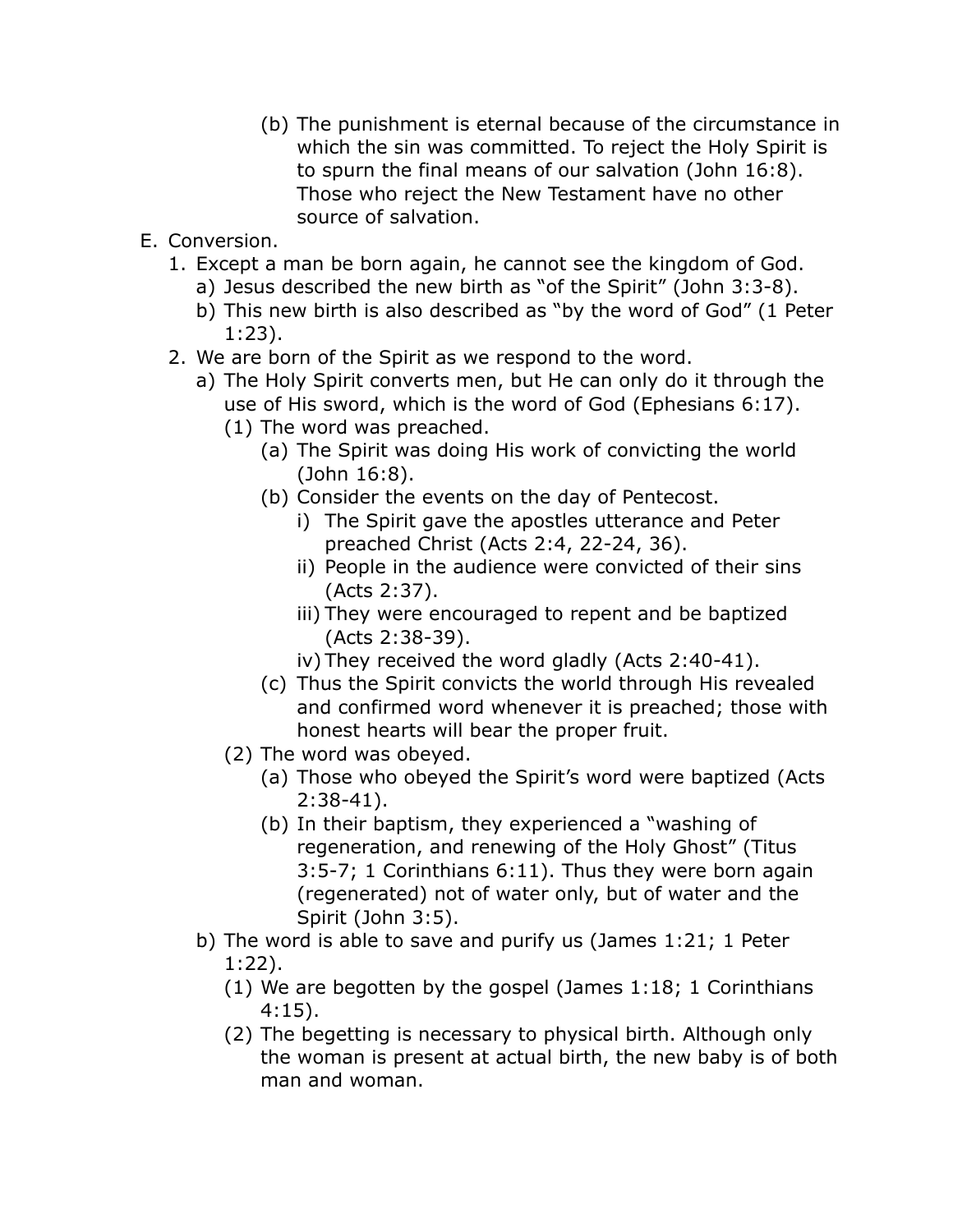(b) The punishment is eternal because of the circumstance in which the sin was committed. To reject the Holy Spirit is to spurn the final means of our salvation (John 16:8). Those who reject the New Testament have no other source of salvation.

E. Conversion.

1. Except a man be born again, he cannot see the kingdom of God.
   a) Jesus described the new birth as "of the Spirit" (John 3:3-8).
   b) This new birth is also described as "by the word of God" (1 Peter 1:23).
2. We are born of the Spirit as we respond to the word.
   a) The Holy Spirit converts men, but He can only do it through the use of His sword, which is the word of God (Ephesians 6:17).
      (1) The word was preached.
         (a) The Spirit was doing His work of convicting the world (John 16:8).
         (b) Consider the events on the day of Pentecost.
            i) The Spirit gave the apostles utterance and Peter preached Christ (Acts 2:4, 22-24, 36).
            ii) People in the audience were convicted of their sins (Acts 2:37).
            iii) They were encouraged to repent and be baptized (Acts 2:38-39).
            iv) They received the word gladly (Acts 2:40-41).
         (c) Thus the Spirit convicts the world through His revealed and confirmed word whenever it is preached; those with honest hearts will bear the proper fruit.
      (2) The word was obeyed.
         (a) Those who obeyed the Spirit's word were baptized (Acts 2:38-41).
         (b) In their baptism, they experienced a "washing of regeneration, and renewing of the Holy Ghost" (Titus 3:5-7; 1 Corinthians 6:11). Thus they were born again (regenerated) not of water only, but of water and the Spirit (John 3:5).
   b) The word is able to save and purify us (James 1:21; 1 Peter 1:22).
      (1) We are begotten by the gospel (James 1:18; 1 Corinthians 4:15).
      (2) The begetting is necessary to physical birth. Although only the woman is present at actual birth, the new baby is of both man and woman.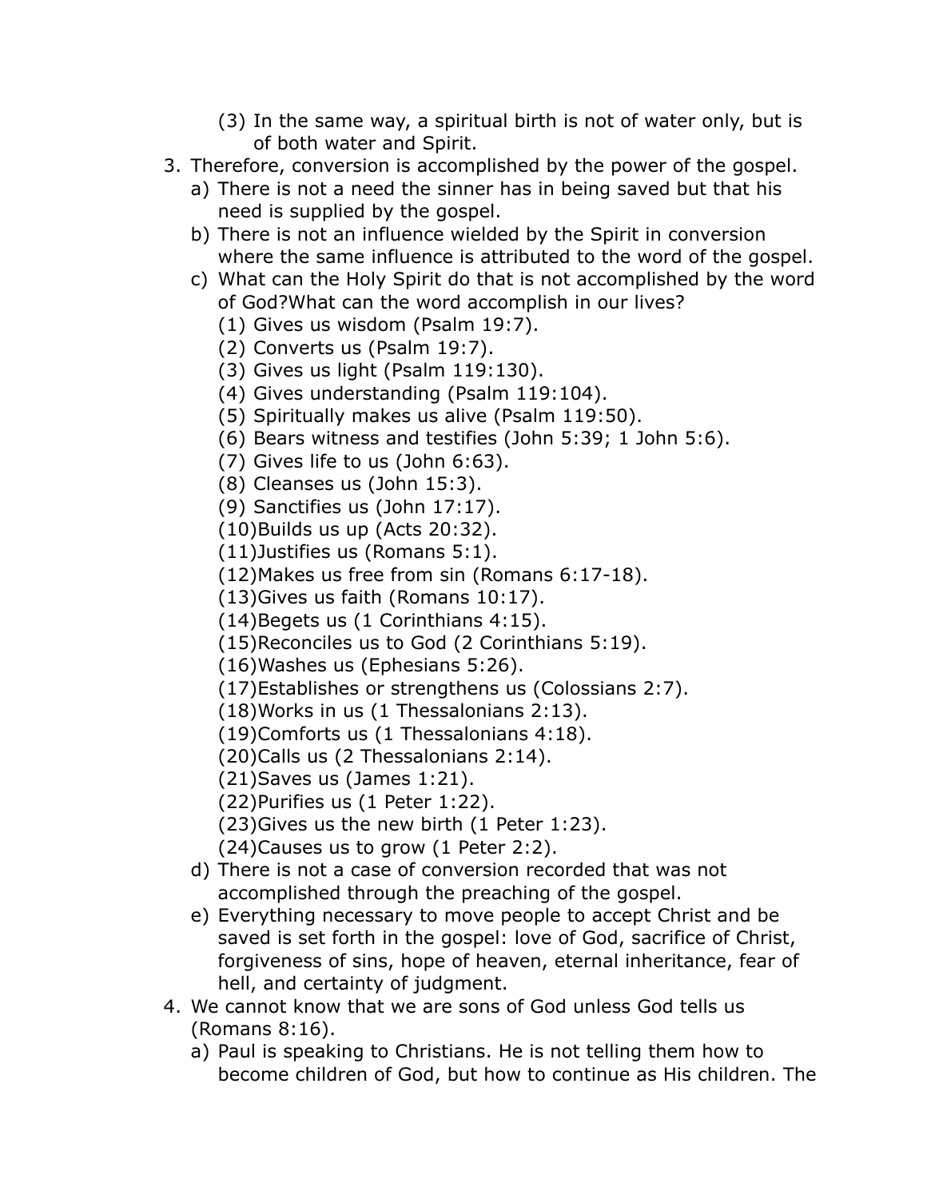(3) In the same way, a spiritual birth is not of water only, but is of both water and Spirit.

3. Therefore, conversion is accomplished by the power of the gospel.
    a) There is not a need the sinner has in being saved but that his need is supplied by the gospel.
    b) There is not an influence wielded by the Spirit in conversion where the same influence is attributed to the word of the gospel.
    c) What can the Holy Spirit do that is not accomplished by the word of God?What can the word accomplish in our lives?
        (1) Gives us wisdom (Psalm 19:7).
        (2) Converts us (Psalm 19:7).
        (3) Gives us light (Psalm 119:130).
        (4) Gives understanding (Psalm 119:104).
        (5) Spiritually makes us alive (Psalm 119:50).
        (6) Bears witness and testifies (John 5:39; 1 John 5:6).
        (7) Gives life to us (John 6:63).
        (8) Cleanses us (John 15:3).
        (9) Sanctifies us (John 17:17).
        (10)Builds us up (Acts 20:32).
        (11)Justifies us (Romans 5:1).
        (12)Makes us free from sin (Romans 6:17-18).
        (13)Gives us faith (Romans 10:17).
        (14)Begets us (1 Corinthians 4:15).
        (15)Reconciles us to God (2 Corinthians 5:19).
        (16)Washes us (Ephesians 5:26).
        (17)Establishes or strengthens us (Colossians 2:7).
        (18)Works in us (1 Thessalonians 2:13).
        (19)Comforts us (1 Thessalonians 4:18).
        (20)Calls us (2 Thessalonians 2:14).
        (21)Saves us (James 1:21).
        (22)Purifies us (1 Peter 1:22).
        (23)Gives us the new birth (1 Peter 1:23).
        (24)Causes us to grow (1 Peter 2:2).
    d) There is not a case of conversion recorded that was not accomplished through the preaching of the gospel.
    e) Everything necessary to move people to accept Christ and be saved is set forth in the gospel: love of God, sacrifice of Christ, forgiveness of sins, hope of heaven, eternal inheritance, fear of hell, and certainty of judgment.

4. We cannot know that we are sons of God unless God tells us (Romans 8:16).
    a) Paul is speaking to Christians. He is not telling them how to become children of God, but how to continue as His children. The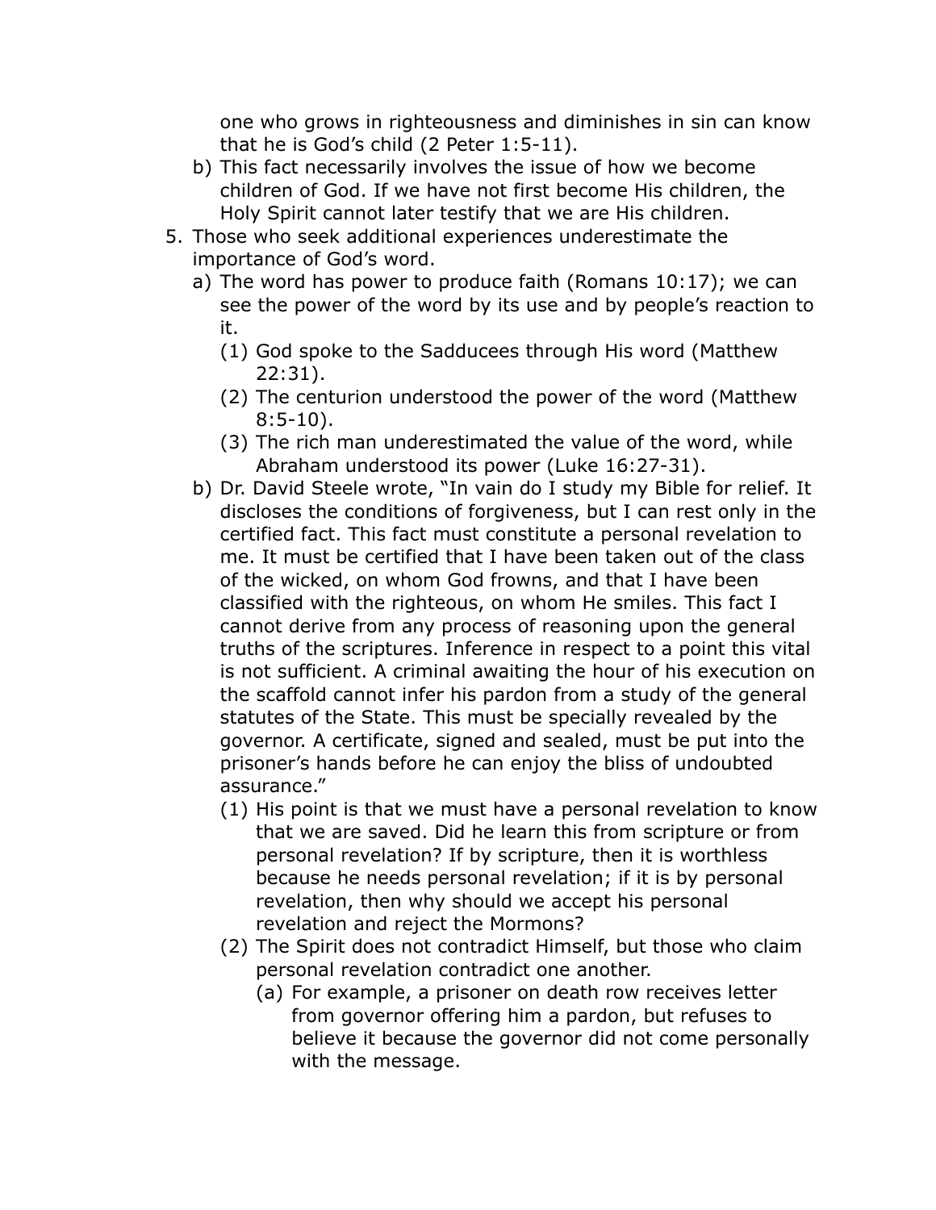one who grows in righteousness and diminishes in sin can know that he is God's child (2 Peter 1:5-11).

b) This fact necessarily involves the issue of how we become children of God. If we have not first become His children, the Holy Spirit cannot later testify that we are His children.

5. Those who seek additional experiences underestimate the importance of God's word.
   a) The word has power to produce faith (Romans 10:17); we can see the power of the word by its use and by people's reaction to it.
      (1) God spoke to the Sadducees through His word (Matthew 22:31).
      (2) The centurion understood the power of the word (Matthew 8:5-10).
      (3) The rich man underestimated the value of the word, while Abraham understood its power (Luke 16:27-31).
   b) Dr. David Steele wrote, "In vain do I study my Bible for relief. It discloses the conditions of forgiveness, but I can rest only in the certified fact. This fact must constitute a personal revelation to me. It must be certified that I have been taken out of the class of the wicked, on whom God frowns, and that I have been classified with the righteous, on whom He smiles. This fact I cannot derive from any process of reasoning upon the general truths of the scriptures. Inference in respect to a point this vital is not sufficient. A criminal awaiting the hour of his execution on the scaffold cannot infer his pardon from a study of the general statutes of the State. This must be specially revealed by the governor. A certificate, signed and sealed, must be put into the prisoner's hands before he can enjoy the bliss of undoubted assurance."
      (1) His point is that we must have a personal revelation to know that we are saved. Did he learn this from scripture or from personal revelation? If by scripture, then it is worthless because he needs personal revelation; if it is by personal revelation, then why should we accept his personal revelation and reject the Mormons?
      (2) The Spirit does not contradict Himself, but those who claim personal revelation contradict one another.
         (a) For example, a prisoner on death row receives letter from governor offering him a pardon, but refuses to believe it because the governor did not come personally with the message.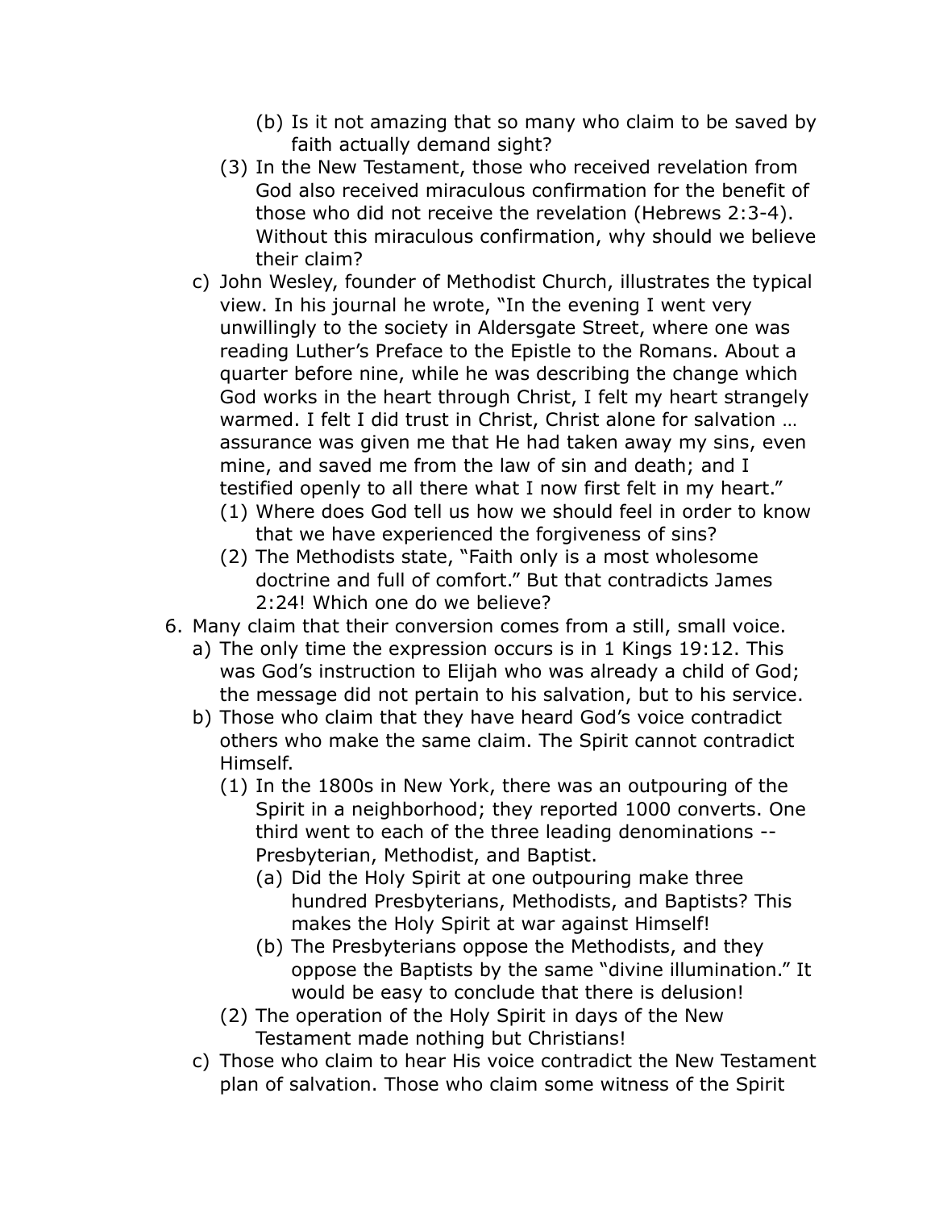(b) Is it not amazing that so many who claim to be saved by faith actually demand sight?

  (3) In the New Testament, those who received revelation from God also received miraculous confirmation for the benefit of those who did not receive the revelation (Hebrews 2:3-4). Without this miraculous confirmation, why should we believe their claim?

c) John Wesley, founder of Methodist Church, illustrates the typical view. In his journal he wrote, "In the evening I went very unwillingly to the society in Aldersgate Street, where one was reading Luther's Preface to the Epistle to the Romans. About a quarter before nine, while he was describing the change which God works in the heart through Christ, I felt my heart strangely warmed. I felt I did trust in Christ, Christ alone for salvation … assurance was given me that He had taken away my sins, even mine, and saved me from the law of sin and death; and I testified openly to all there what I now first felt in my heart."

  (1) Where does God tell us how we should feel in order to know that we have experienced the forgiveness of sins?

  (2) The Methodists state, "Faith only is a most wholesome doctrine and full of comfort." But that contradicts James 2:24! Which one do we believe?

6. Many claim that their conversion comes from a still, small voice.

   a) The only time the expression occurs is in 1 Kings 19:12. This was God's instruction to Elijah who was already a child of God; the message did not pertain to his salvation, but to his service.

   b) Those who claim that they have heard God's voice contradict others who make the same claim. The Spirit cannot contradict Himself.

      (1) In the 1800s in New York, there was an outpouring of the Spirit in a neighborhood; they reported 1000 converts. One third went to each of the three leading denominations -- Presbyterian, Methodist, and Baptist.

         (a) Did the Holy Spirit at one outpouring make three hundred Presbyterians, Methodists, and Baptists? This makes the Holy Spirit at war against Himself!

         (b) The Presbyterians oppose the Methodists, and they oppose the Baptists by the same "divine illumination." It would be easy to conclude that there is delusion!

      (2) The operation of the Holy Spirit in days of the New Testament made nothing but Christians!

   c) Those who claim to hear His voice contradict the New Testament plan of salvation. Those who claim some witness of the Spirit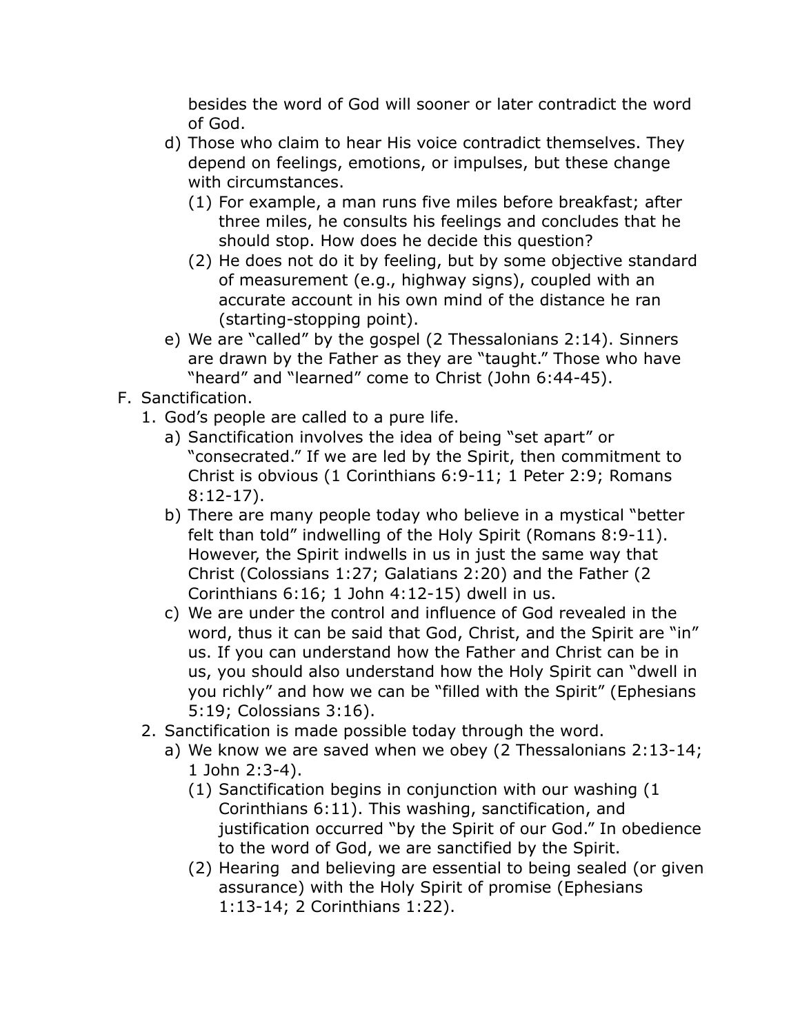besides the word of God will sooner or later contradict the word of God.

d) Those who claim to hear His voice contradict themselves. They depend on feelings, emotions, or impulses, but these change with circumstances.
   (1) For example, a man runs five miles before breakfast; after three miles, he consults his feelings and concludes that he should stop. How does he decide this question?
   (2) He does not do it by feeling, but by some objective standard of measurement (e.g., highway signs), coupled with an accurate account in his own mind of the distance he ran (starting-stopping point).

e) We are "called" by the gospel (2 Thessalonians 2:14). Sinners are drawn by the Father as they are "taught." Those who have "heard" and "learned" come to Christ (John 6:44-45).

F. Sanctification.

1. God's people are called to a pure life.
   a) Sanctification involves the idea of being "set apart" or "consecrated." If we are led by the Spirit, then commitment to Christ is obvious (1 Corinthians 6:9-11; 1 Peter 2:9; Romans 8:12-17).
   b) There are many people today who believe in a mystical "better felt than told" indwelling of the Holy Spirit (Romans 8:9-11). However, the Spirit indwells in us in just the same way that Christ (Colossians 1:27; Galatians 2:20) and the Father (2 Corinthians 6:16; 1 John 4:12-15) dwell in us.
   c) We are under the control and influence of God revealed in the word, thus it can be said that God, Christ, and the Spirit are "in" us. If you can understand how the Father and Christ can be in us, you should also understand how the Holy Spirit can "dwell in you richly" and how we can be "filled with the Spirit" (Ephesians 5:19; Colossians 3:16).

2. Sanctification is made possible today through the word.
   a) We know we are saved when we obey (2 Thessalonians 2:13-14; 1 John 2:3-4).
      (1) Sanctification begins in conjunction with our washing (1 Corinthians 6:11). This washing, sanctification, and justification occurred "by the Spirit of our God." In obedience to the word of God, we are sanctified by the Spirit.
      (2) Hearing and believing are essential to being sealed (or given assurance) with the Holy Spirit of promise (Ephesians 1:13-14; 2 Corinthians 1:22).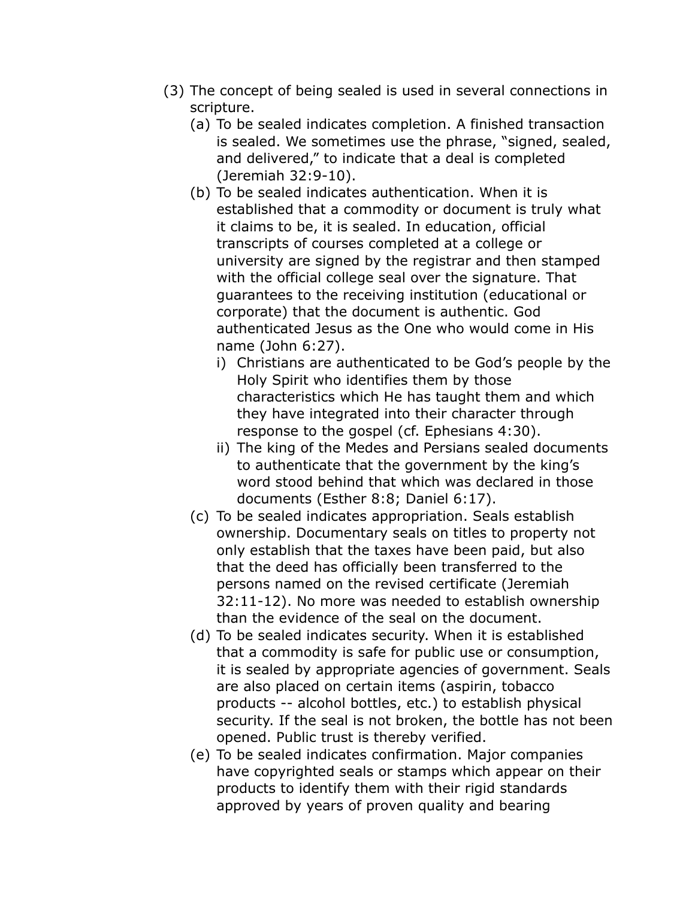(3) The concept of being sealed is used in several connections in scripture.

   (a) To be sealed indicates completion. A finished transaction is sealed. We sometimes use the phrase, "signed, sealed, and delivered," to indicate that a deal is completed (Jeremiah 32:9-10).

   (b) To be sealed indicates authentication. When it is established that a commodity or document is truly what it claims to be, it is sealed. In education, official transcripts of courses completed at a college or university are signed by the registrar and then stamped with the official college seal over the signature. That guarantees to the receiving institution (educational or corporate) that the document is authentic. God authenticated Jesus as the One who would come in His name (John 6:27).

      i) Christians are authenticated to be God's people by the Holy Spirit who identifies them by those characteristics which He has taught them and which they have integrated into their character through response to the gospel (cf. Ephesians 4:30).

      ii) The king of the Medes and Persians sealed documents to authenticate that the government by the king's word stood behind that which was declared in those documents (Esther 8:8; Daniel 6:17).

   (c) To be sealed indicates appropriation. Seals establish ownership. Documentary seals on titles to property not only establish that the taxes have been paid, but also that the deed has officially been transferred to the persons named on the revised certificate (Jeremiah 32:11-12). No more was needed to establish ownership than the evidence of the seal on the document.

   (d) To be sealed indicates security. When it is established that a commodity is safe for public use or consumption, it is sealed by appropriate agencies of government. Seals are also placed on certain items (aspirin, tobacco products -- alcohol bottles, etc.) to establish physical security. If the seal is not broken, the bottle has not been opened. Public trust is thereby verified.

   (e) To be sealed indicates confirmation. Major companies have copyrighted seals or stamps which appear on their products to identify them with their rigid standards approved by years of proven quality and bearing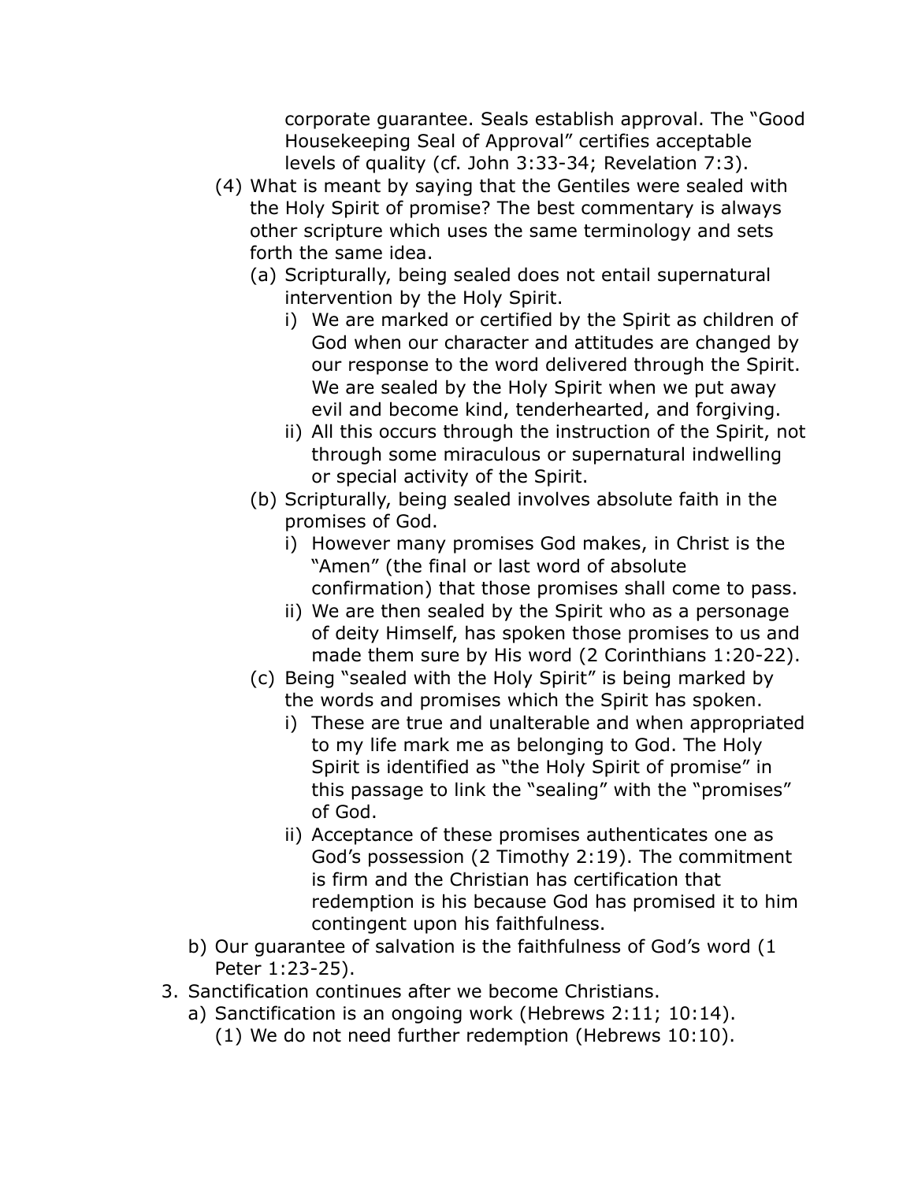corporate guarantee. Seals establish approval. The "Good Housekeeping Seal of Approval" certifies acceptable levels of quality (cf. John 3:33-34; Revelation 7:3).

(4) What is meant by saying that the Gentiles were sealed with the Holy Spirit of promise? The best commentary is always other scripture which uses the same terminology and sets forth the same idea.

(a) Scripturally, being sealed does not entail supernatural intervention by the Holy Spirit.

i) We are marked or certified by the Spirit as children of God when our character and attitudes are changed by our response to the word delivered through the Spirit. We are sealed by the Holy Spirit when we put away evil and become kind, tenderhearted, and forgiving.

ii) All this occurs through the instruction of the Spirit, not through some miraculous or supernatural indwelling or special activity of the Spirit.

(b) Scripturally, being sealed involves absolute faith in the promises of God.

i) However many promises God makes, in Christ is the "Amen" (the final or last word of absolute confirmation) that those promises shall come to pass.

ii) We are then sealed by the Spirit who as a personage of deity Himself, has spoken those promises to us and made them sure by His word (2 Corinthians 1:20-22).

(c) Being "sealed with the Holy Spirit" is being marked by the words and promises which the Spirit has spoken.

i) These are true and unalterable and when appropriated to my life mark me as belonging to God. The Holy Spirit is identified as "the Holy Spirit of promise" in this passage to link the "sealing" with the "promises" of God.

ii) Acceptance of these promises authenticates one as God's possession (2 Timothy 2:19). The commitment is firm and the Christian has certification that redemption is his because God has promised it to him contingent upon his faithfulness.

b) Our guarantee of salvation is the faithfulness of God's word (1 Peter 1:23-25).

3. Sanctification continues after we become Christians.

a) Sanctification is an ongoing work (Hebrews 2:11; 10:14).

(1) We do not need further redemption (Hebrews 10:10).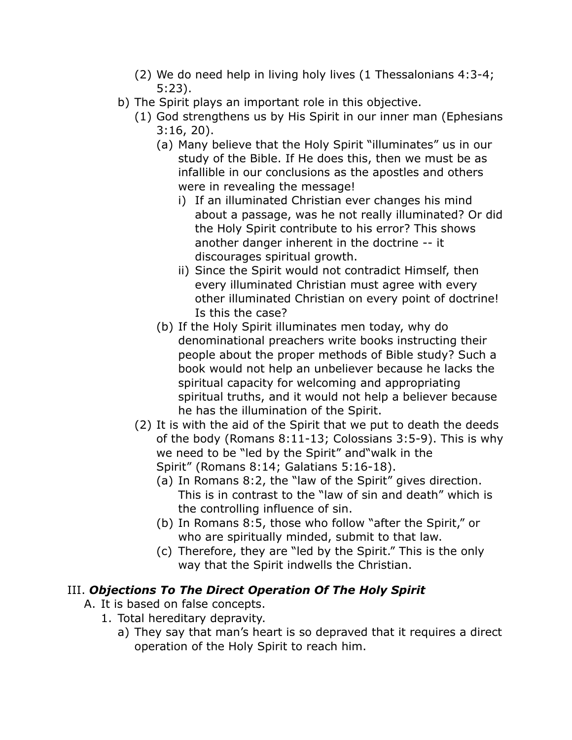(2) We do need help in living holy lives (1 Thessalonians 4:3-4; 5:23).

   b) The Spirit plays an important role in this objective.

      (1) God strengthens us by His Spirit in our inner man (Ephesians 3:16, 20).

         (a) Many believe that the Holy Spirit "illuminates" us in our study of the Bible. If He does this, then we must be as infallible in our conclusions as the apostles and others were in revealing the message!

            i) If an illuminated Christian ever changes his mind about a passage, was he not really illuminated? Or did the Holy Spirit contribute to his error? This shows another danger inherent in the doctrine -- it discourages spiritual growth.

            ii) Since the Spirit would not contradict Himself, then every illuminated Christian must agree with every other illuminated Christian on every point of doctrine! Is this the case?

         (b) If the Holy Spirit illuminates men today, why do denominational preachers write books instructing their people about the proper methods of Bible study? Such a book would not help an unbeliever because he lacks the spiritual capacity for welcoming and appropriating spiritual truths, and it would not help a believer because he has the illumination of the Spirit.

      (2) It is with the aid of the Spirit that we put to death the deeds of the body (Romans 8:11-13; Colossians 3:5-9). This is why we need to be "led by the Spirit" and"walk in the Spirit" (Romans 8:14; Galatians 5:16-18).

         (a) In Romans 8:2, the "law of the Spirit" gives direction. This is in contrast to the "law of sin and death" which is the controlling influence of sin.

         (b) In Romans 8:5, those who follow "after the Spirit," or who are spiritually minded, submit to that law.

         (c) Therefore, they are "led by the Spirit." This is the only way that the Spirit indwells the Christian.

## III. ***Objections To The Direct Operation Of The Holy Spirit***

A. It is based on false concepts.

   1. Total hereditary depravity.

      a) They say that man's heart is so depraved that it requires a direct operation of the Holy Spirit to reach him.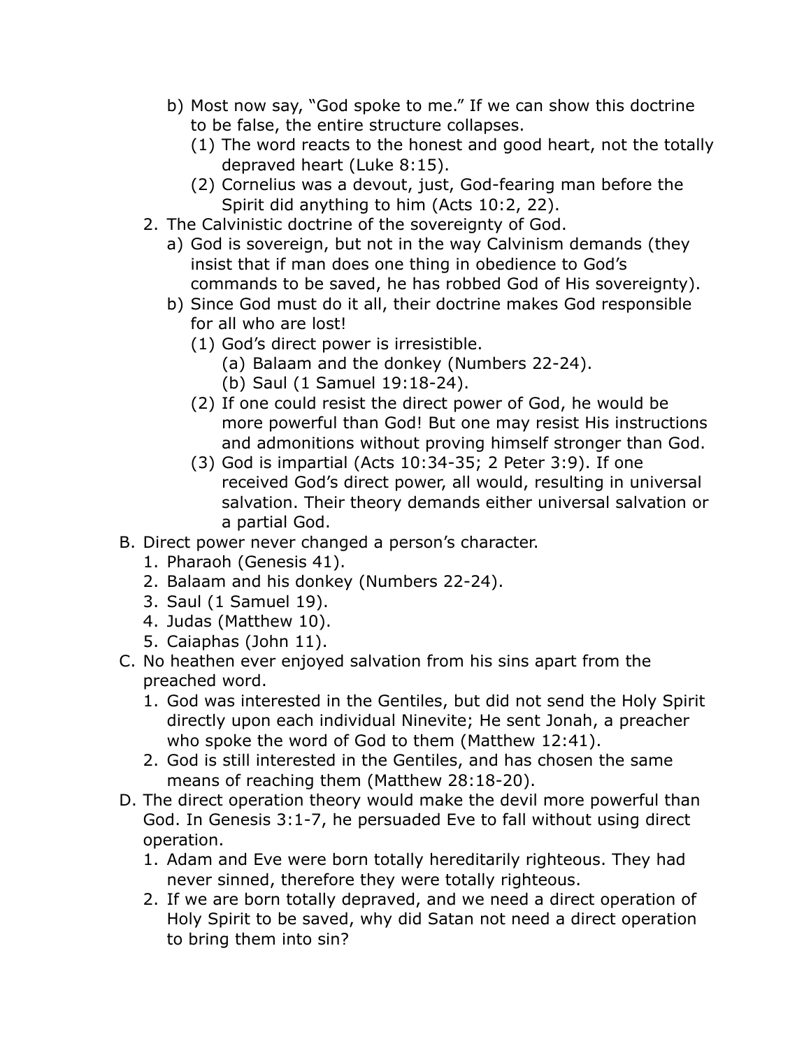b) Most now say, "God spoke to me." If we can show this doctrine to be false, the entire structure collapses.
    (1) The word reacts to the honest and good heart, not the totally depraved heart (Luke 8:15).
    (2) Cornelius was a devout, just, God-fearing man before the Spirit did anything to him (Acts 10:2, 22).

2. The Calvinistic doctrine of the sovereignty of God.
    a) God is sovereign, but not in the way Calvinism demands (they insist that if man does one thing in obedience to God's commands to be saved, he has robbed God of His sovereignty).
    b) Since God must do it all, their doctrine makes God responsible for all who are lost!
        (1) God's direct power is irresistible.
            (a) Balaam and the donkey (Numbers 22-24).
            (b) Saul (1 Samuel 19:18-24).
        (2) If one could resist the direct power of God, he would be more powerful than God! But one may resist His instructions and admonitions without proving himself stronger than God.
        (3) God is impartial (Acts 10:34-35; 2 Peter 3:9). If one received God's direct power, all would, resulting in universal salvation. Their theory demands either universal salvation or a partial God.

B. Direct power never changed a person's character.
    1. Pharaoh (Genesis 41).
    2. Balaam and his donkey (Numbers 22-24).
    3. Saul (1 Samuel 19).
    4. Judas (Matthew 10).
    5. Caiaphas (John 11).

C. No heathen ever enjoyed salvation from his sins apart from the preached word.
    1. God was interested in the Gentiles, but did not send the Holy Spirit directly upon each individual Ninevite; He sent Jonah, a preacher who spoke the word of God to them (Matthew 12:41).
    2. God is still interested in the Gentiles, and has chosen the same means of reaching them (Matthew 28:18-20).

D. The direct operation theory would make the devil more powerful than God. In Genesis 3:1-7, he persuaded Eve to fall without using direct operation.
    1. Adam and Eve were born totally hereditarily righteous. They had never sinned, therefore they were totally righteous.
    2. If we are born totally depraved, and we need a direct operation of Holy Spirit to be saved, why did Satan not need a direct operation to bring them into sin?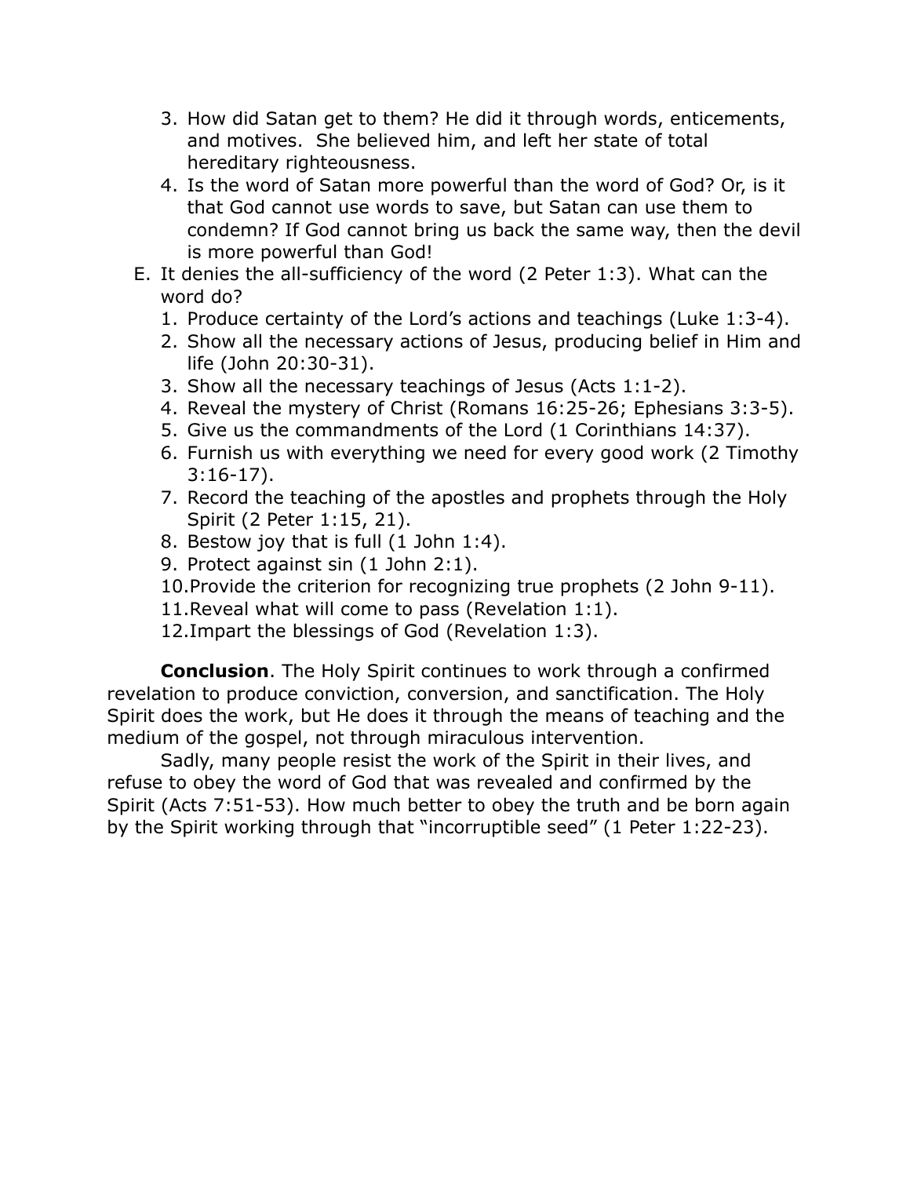3. How did Satan get to them? He did it through words, enticements, and motives. She believed him, and left her state of total hereditary righteousness.
4. Is the word of Satan more powerful than the word of God? Or, is it that God cannot use words to save, but Satan can use them to condemn? If God cannot bring us back the same way, then the devil is more powerful than God!

E. It denies the all-sufficiency of the word (2 Peter 1:3). What can the word do?

1. Produce certainty of the Lord's actions and teachings (Luke 1:3-4).
2. Show all the necessary actions of Jesus, producing belief in Him and life (John 20:30-31).
3. Show all the necessary teachings of Jesus (Acts 1:1-2).
4. Reveal the mystery of Christ (Romans 16:25-26; Ephesians 3:3-5).
5. Give us the commandments of the Lord (1 Corinthians 14:37).
6. Furnish us with everything we need for every good work (2 Timothy 3:16-17).
7. Record the teaching of the apostles and prophets through the Holy Spirit (2 Peter 1:15, 21).
8. Bestow joy that is full (1 John 1:4).
9. Protect against sin (1 John 2:1).
10. Provide the criterion for recognizing true prophets (2 John 9-11).
11. Reveal what will come to pass (Revelation 1:1).
12. Impart the blessings of God (Revelation 1:3).

**Conclusion**. The Holy Spirit continues to work through a confirmed revelation to produce conviction, conversion, and sanctification. The Holy Spirit does the work, but He does it through the means of teaching and the medium of the gospel, not through miraculous intervention.

Sadly, many people resist the work of the Spirit in their lives, and refuse to obey the word of God that was revealed and confirmed by the Spirit (Acts 7:51-53). How much better to obey the truth and be born again by the Spirit working through that "incorruptible seed" (1 Peter 1:22-23).